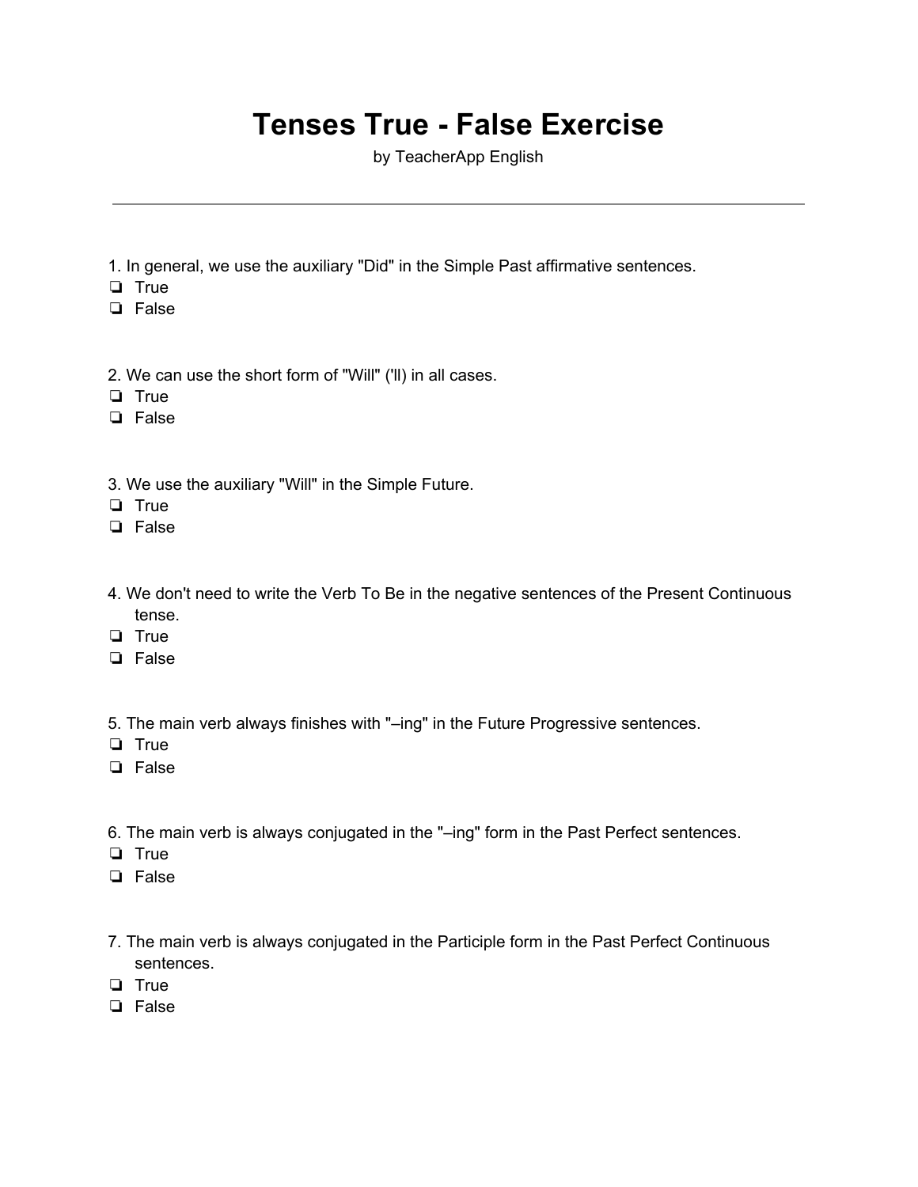# Tenses True - False Exercise

by TeacherApp English

---

1. In general, we use the auxiliary "Did" in the Simple Past affirmative sentences.
- ❏ True
- ❏ False

2. We can use the short form of "Will" ('ll) in all cases.
- ❏ True
- ❏ False

3. We use the auxiliary "Will" in the Simple Future.
- ❏ True
- ❏ False

4. We don't need to write the Verb To Be in the negative sentences of the Present Continuous tense.
- ❏ True
- ❏ False

5. The main verb always finishes with "–ing" in the Future Progressive sentences.
- ❏ True
- ❏ False

6. The main verb is always conjugated in the "–ing" form in the Past Perfect sentences.
- ❏ True
- ❏ False

7. The main verb is always conjugated in the Participle form in the Past Perfect Continuous sentences.
- ❏ True
- ❏ False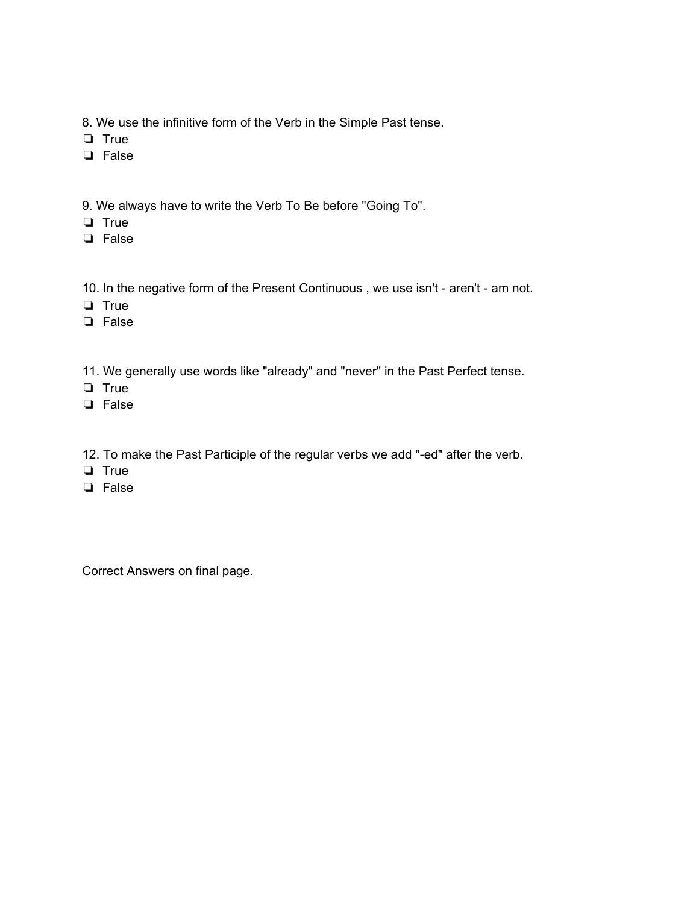8. We use the infinitive form of the Verb in the Simple Past tense.

- ❏ True
- ❏ False

9. We always have to write the Verb To Be before "Going To".

- ❏ True
- ❏ False

10. In the negative form of the Present Continuous , we use isn't - aren't - am not.

- ❏ True
- ❏ False

11. We generally use words like "already" and "never" in the Past Perfect tense.

- ❏ True
- ❏ False

12. To make the Past Participle of the regular verbs we add "-ed" after the verb.

- ❏ True
- ❏ False

Correct Answers on final page.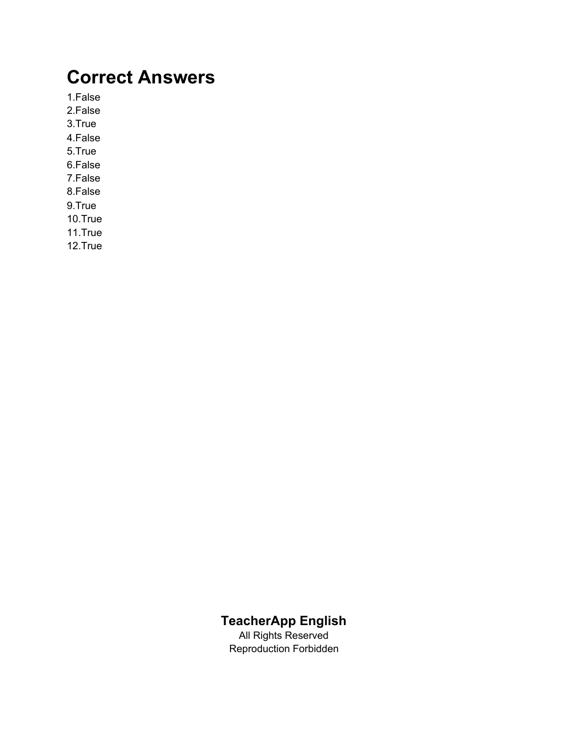# Correct Answers

1.False
2.False
3.True
4.False
5.True
6.False
7.False
8.False
9.True
10.True
11.True
12.True

**TeacherApp English**

All Rights Reserved

Reproduction Forbidden